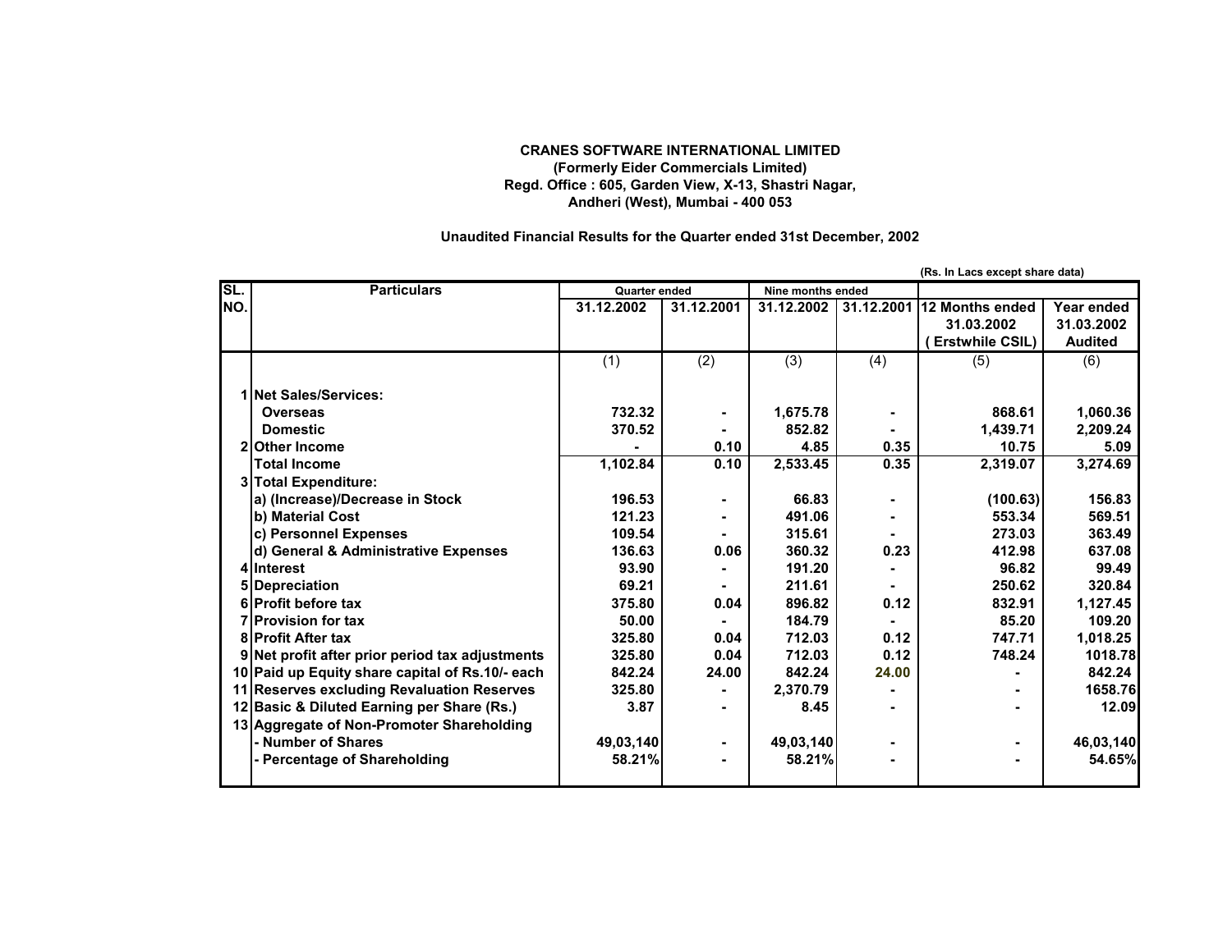**CRANES SOFTWARE INTERNATIONAL LIMITED**
**(Formerly Eider Commercials Limited)**
**Regd. Office : 605, Garden View, X-13, Shastri Nagar,**
**Andheri (West), Mumbai - 400 053**

**Unaudited Financial Results for the Quarter ended 31st December, 2002**

(Rs. In Lacs except share data)

| SL. NO. | Particulars | Quarter ended | | Nine months ended | | | |
|---|---|---|---|---|---|---|---|
| | | 31.12.2002 | 31.12.2001 | 31.12.2002 | 31.12.2001 | 12 Months ended 31.03.2002 ( Erstwhile CSIL) | Year ended 31.03.2002 Audited |
| | | (1) | (2) | (3) | (4) | (5) | (6) |
| 1 | Net Sales/Services: | | | | | | |
| | Overseas | 732.32 | - | 1,675.78 | - | 868.61 | 1,060.36 |
| | Domestic | 370.52 | - | 852.82 | - | 1,439.71 | 2,209.24 |
| 2 | Other Income | - | 0.10 | 4.85 | 0.35 | 10.75 | 5.09 |
| | Total Income | 1,102.84 | 0.10 | 2,533.45 | 0.35 | 2,319.07 | 3,274.69 |
| 3 | Total Expenditure: | | | | | | |
| | a) (Increase)/Decrease in Stock | 196.53 | - | 66.83 | - | (100.63) | 156.83 |
| | b) Material Cost | 121.23 | - | 491.06 | - | 553.34 | 569.51 |
| | c) Personnel Expenses | 109.54 | - | 315.61 | - | 273.03 | 363.49 |
| | d) General & Administrative Expenses | 136.63 | 0.06 | 360.32 | 0.23 | 412.98 | 637.08 |
| 4 | Interest | 93.90 | - | 191.20 | - | 96.82 | 99.49 |
| 5 | Depreciation | 69.21 | - | 211.61 | - | 250.62 | 320.84 |
| 6 | Profit before tax | 375.80 | 0.04 | 896.82 | 0.12 | 832.91 | 1,127.45 |
| 7 | Provision for tax | 50.00 | - | 184.79 | - | 85.20 | 109.20 |
| 8 | Profit After tax | 325.80 | 0.04 | 712.03 | 0.12 | 747.71 | 1,018.25 |
| 9 | Net profit after prior period tax adjustments | 325.80 | 0.04 | 712.03 | 0.12 | 748.24 | 1018.78 |
| 10 | Paid up Equity share capital of Rs.10/- each | 842.24 | 24.00 | 842.24 | 24.00 | - | 842.24 |
| 11 | Reserves excluding Revaluation Reserves | 325.80 | - | 2,370.79 | - | - | 1658.76 |
| 12 | Basic & Diluted Earning per Share (Rs.) | 3.87 | - | 8.45 | - | - | 12.09 |
| 13 | Aggregate of Non-Promoter Shareholding | | | | | | |
| | - Number of Shares | 49,03,140 | - | 49,03,140 | - | - | 46,03,140 |
| | - Percentage of Shareholding | 58.21% | - | 58.21% | - | - | 54.65% |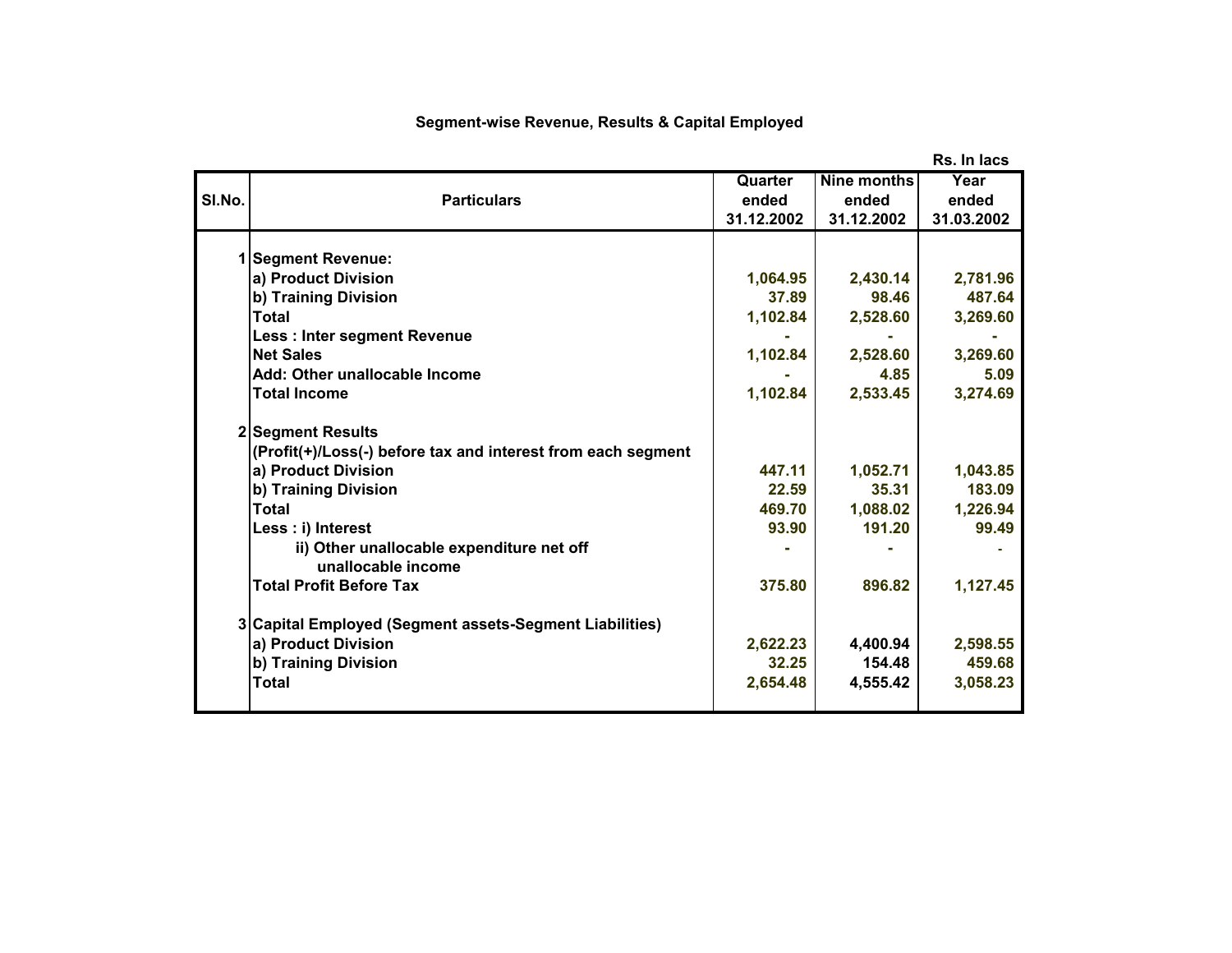## Segment-wise Revenue, Results & Capital Employed

Rs. In lacs

| Sl.No. | Particulars | Quarter ended 31.12.2002 | Nine months ended 31.12.2002 | Year ended 31.03.2002 |
|---|---|---|---|---|
| 1 | **Segment Revenue:** | | | |
| | a) Product Division | 1,064.95 | 2,430.14 | 2,781.96 |
| | b) Training Division | 37.89 | 98.46 | 487.64 |
| | Total | 1,102.84 | 2,528.60 | 3,269.60 |
| | Less : Inter segment Revenue | - | - | - |
| | Net Sales | 1,102.84 | 2,528.60 | 3,269.60 |
| | Add: Other unallocable Income | - | 4.85 | 5.09 |
| | Total Income | 1,102.84 | 2,533.45 | 3,274.69 |
| 2 | **Segment Results** | | | |
| | (Profit(+)/Loss(-) before tax and interest from each segment | | | |
| | a) Product Division | 447.11 | 1,052.71 | 1,043.85 |
| | b) Training Division | 22.59 | 35.31 | 183.09 |
| | Total | 469.70 | 1,088.02 | 1,226.94 |
| | Less : i) Interest | 93.90 | 191.20 | 99.49 |
| | ii) Other unallocable expenditure net off unallocable income | - | - | - |
| | Total Profit Before Tax | 375.80 | 896.82 | 1,127.45 |
| 3 | **Capital Employed (Segment assets-Segment Liabilities)** | | | |
| | a) Product Division | 2,622.23 | 4,400.94 | 2,598.55 |
| | b) Training Division | 32.25 | 154.48 | 459.68 |
| | Total | 2,654.48 | 4,555.42 | 3,058.23 |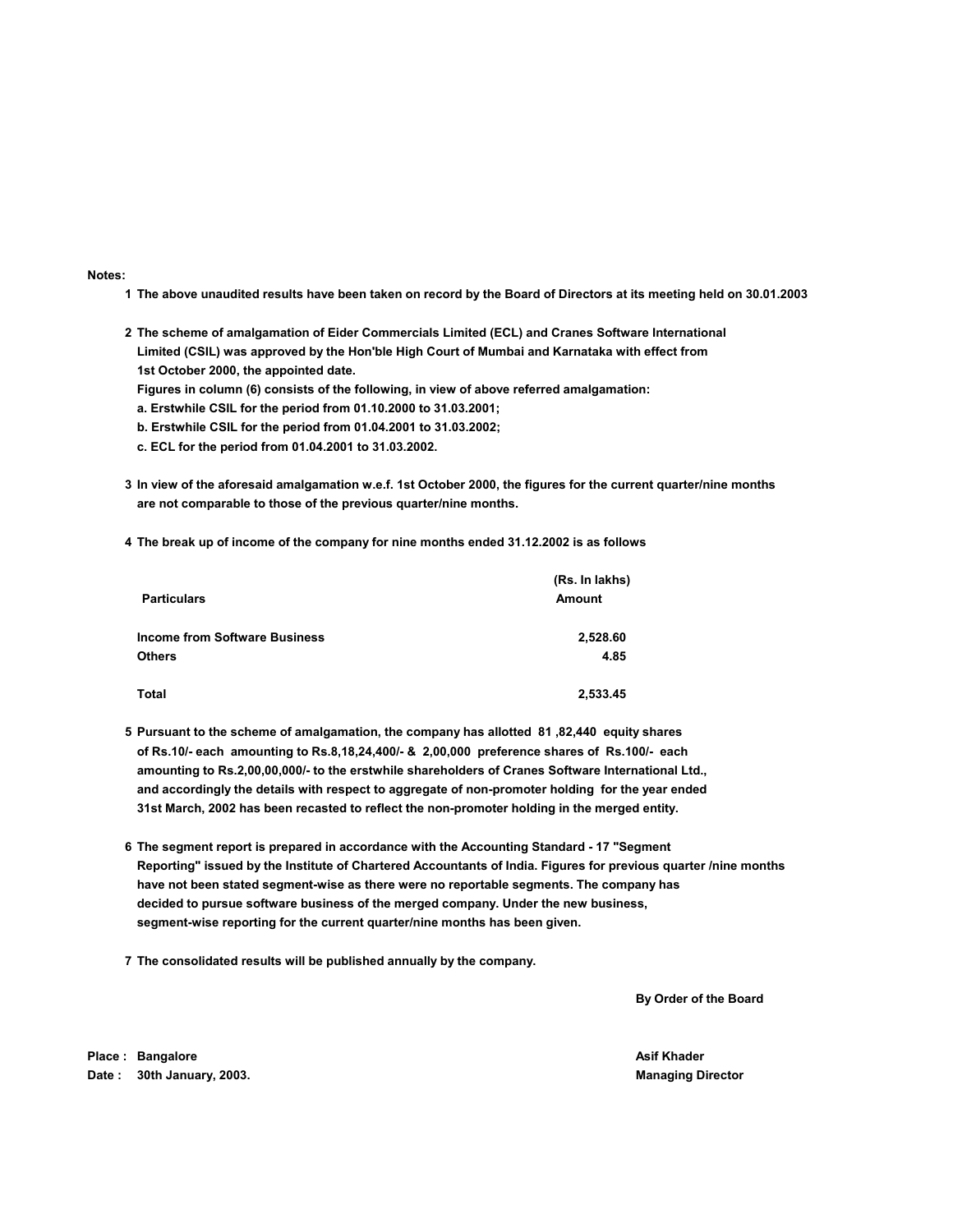**Notes:**

1. The above unaudited results have been taken on record by the Board of Directors at its meeting held on 30.01.2003

2. The scheme of amalgamation of Eider Commercials Limited (ECL) and Cranes Software International Limited (CSIL) was approved by the Hon'ble High Court of Mumbai and Karnataka with effect from 1st October 2000, the appointed date.
   Figures in column (6) consists of the following, in view of above referred amalgamation:
   a. Erstwhile CSIL for the period from 01.10.2000 to 31.03.2001;
   b. Erstwhile CSIL for the period from 01.04.2001 to 31.03.2002;
   c. ECL for the period from 01.04.2001 to 31.03.2002.

3. In view of the aforesaid amalgamation w.e.f. 1st October 2000, the figures for the current quarter/nine months are not comparable to those of the previous quarter/nine months.

4. The break up of income of the company for nine months ended 31.12.2002 is as follows

| Particulars | (Rs. In lakhs) Amount |
|---|---|
| Income from Software Business | 2,528.60 |
| Others | 4.85 |
| Total | 2,533.45 |

5. Pursuant to the scheme of amalgamation, the company has allotted 81 ,82,440 equity shares of Rs.10/- each amounting to Rs.8,18,24,400/- & 2,00,000 preference shares of Rs.100/- each amounting to Rs.2,00,00,000/- to the erstwhile shareholders of Cranes Software International Ltd., and accordingly the details with respect to aggregate of non-promoter holding for the year ended 31st March, 2002 has been recasted to reflect the non-promoter holding in the merged entity.

6. The segment report is prepared in accordance with the Accounting Standard - 17 "Segment Reporting" issued by the Institute of Chartered Accountants of India. Figures for previous quarter /nine months have not been stated segment-wise as there were no reportable segments. The company has decided to pursue software business of the merged company. Under the new business, segment-wise reporting for the current quarter/nine months has been given.

7. The consolidated results will be published annually by the company.

By Order of the Board

Place : Bangalore
Date : 30th January, 2003.

Asif Khader
Managing Director